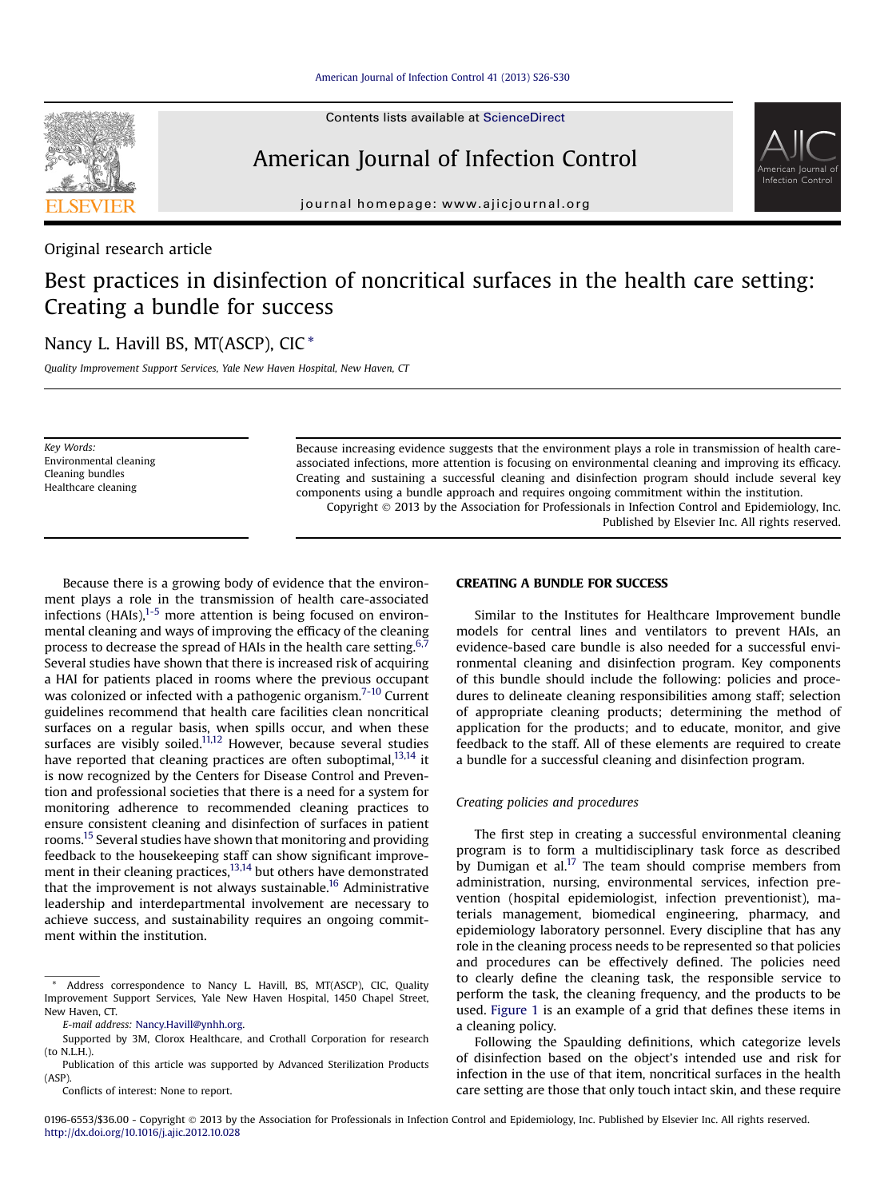Original research article

# Best practices in disinfection of noncritical surfaces in the health care setting: Creating a bundle for success

Nancy L. Havill BS, MT(ASCP), CIC *

*Quality Improvement Support Services, Yale New Haven Hospital, New Haven, CT*

*Key Words:*
Environmental cleaning
Cleaning bundles
Healthcare cleaning

Because increasing evidence suggests that the environment plays a role in transmission of health care-associated infections, more attention is focusing on environmental cleaning and improving its efficacy. Creating and sustaining a successful cleaning and disinfection program should include several key components using a bundle approach and requires ongoing commitment within the institution.

Copyright © 2013 by the Association for Professionals in Infection Control and Epidemiology, Inc. Published by Elsevier Inc. All rights reserved.

Because there is a growing body of evidence that the environment plays a role in the transmission of health care-associated infections (HAIs),[1-5] more attention is being focused on environmental cleaning and ways of improving the efficacy of the cleaning process to decrease the spread of HAIs in the health care setting.[6,7] Several studies have shown that there is increased risk of acquiring a HAI for patients placed in rooms where the previous occupant was colonized or infected with a pathogenic organism.[7-10] Current guidelines recommend that health care facilities clean noncritical surfaces on a regular basis, when spills occur, and when these surfaces are visibly soiled.[11,12] However, because several studies have reported that cleaning practices are often suboptimal,[13,14] it is now recognized by the Centers for Disease Control and Prevention and professional societies that there is a need for a system for monitoring adherence to recommended cleaning practices to ensure consistent cleaning and disinfection of surfaces in patient rooms.[15] Several studies have shown that monitoring and providing feedback to the housekeeping staff can show significant improvement in their cleaning practices,[13,14] but others have demonstrated that the improvement is not always sustainable.[16] Administrative leadership and interdepartmental involvement are necessary to achieve success, and sustainability requires an ongoing commitment within the institution.

## CREATING A BUNDLE FOR SUCCESS

Similar to the Institutes for Healthcare Improvement bundle models for central lines and ventilators to prevent HAIs, an evidence-based care bundle is also needed for a successful environmental cleaning and disinfection program. Key components of this bundle should include the following: policies and procedures to delineate cleaning responsibilities among staff; selection of appropriate cleaning products; determining the method of application for the products; and to educate, monitor, and give feedback to the staff. All of these elements are required to create a bundle for a successful cleaning and disinfection program.

### *Creating policies and procedures*

The first step in creating a successful environmental cleaning program is to form a multidisciplinary task force as described by Dumigan et al.[17] The team should comprise members from administration, nursing, environmental services, infection prevention (hospital epidemiologist, infection preventionist), materials management, biomedical engineering, pharmacy, and epidemiology laboratory personnel. Every discipline that has any role in the cleaning process needs to be represented so that policies and procedures can be effectively defined. The policies need to clearly define the cleaning task, the responsible service to perform the task, the cleaning frequency, and the products to be used. Figure 1 is an example of a grid that defines these items in a cleaning policy.

Following the Spaulding definitions, which categorize levels of disinfection based on the object's intended use and risk for infection in the use of that item, noncritical surfaces in the health care setting are those that only touch intact skin, and these require

---

* Address correspondence to Nancy L. Havill, BS, MT(ASCP), CIC, Quality Improvement Support Services, Yale New Haven Hospital, 1450 Chapel Street, New Haven, CT.

*E-mail address:* Nancy.Havill@ynhh.org.

Supported by 3M, Clorox Healthcare, and Crothall Corporation for research (to N.L.H.).

Publication of this article was supported by Advanced Sterilization Products (ASP).

Conflicts of interest: None to report.

0196-6553/$36.00 - Copyright © 2013 by the Association for Professionals in Infection Control and Epidemiology, Inc. Published by Elsevier Inc. All rights reserved.
http://dx.doi.org/10.1016/j.ajic.2012.10.028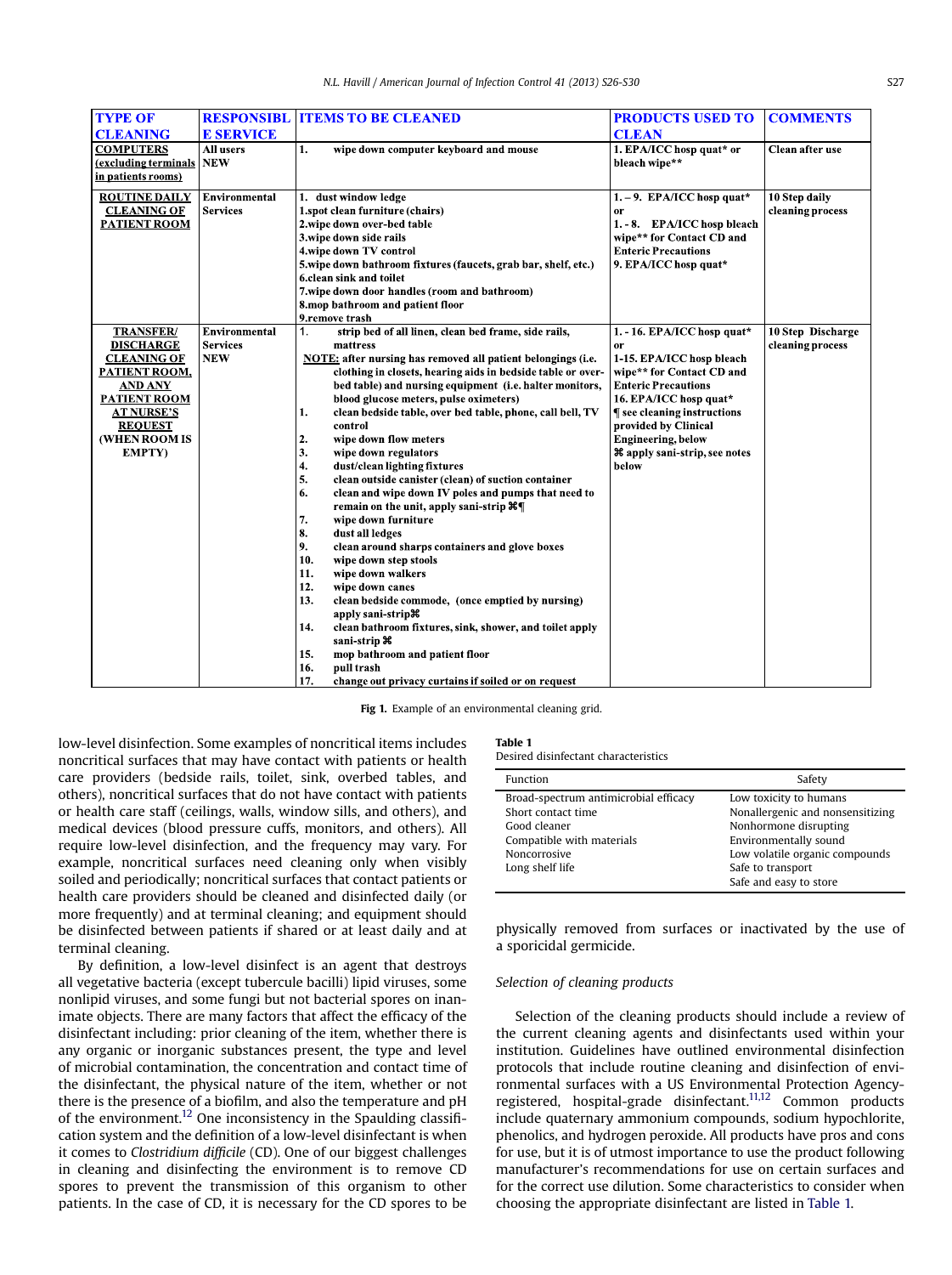| TYPE OF CLEANING | RESPONSIBLE SERVICE | ITEMS TO BE CLEANED | PRODUCTS USED TO CLEAN | COMMENTS |
|---|---|---|---|---|
| **COMPUTERS (excluding terminals in patients rooms)** | All users NEW | 1. wipe down computer keyboard and mouse | 1. EPA/ICC hosp quat* or bleach wipe** | Clean after use |
| **ROUTINE DAILY CLEANING OF PATIENT ROOM** | Environmental Services | 1. dust window ledge<br>1.spot clean furniture (chairs)<br>2.wipe down over-bed table<br>3.wipe down side rails<br>4.wipe down TV control<br>5.wipe down bathroom fixtures (faucets, grab bar, shelf, etc.)<br>6.clean sink and toilet<br>7.wipe down door handles (room and bathroom)<br>8.mop bathroom and patient floor<br>9.remove trash | 1. – 9. EPA/ICC hosp quat* or 1. - 8. EPA/ICC hosp bleach wipe** for Contact CD and Enteric Precautions<br>9. EPA/ICC hosp quat* | 10 Step daily cleaning process |
| **TRANSFER/ DISCHARGE CLEANING OF PATIENT ROOM, AND ANY PATIENT ROOM AT NURSE'S REQUEST (WHEN ROOM IS EMPTY)** | Environmental Services NEW | 1. strip bed of all linen, clean bed frame, side rails, mattress<br>NOTE: after nursing has removed all patient belongings (i.e. clothing in closets, hearing aids in bedside table or over-bed table) and nursing equipment (i.e. halter monitors, blood glucose meters, pulse oximeters)<br>1. clean bedside table, over bed table, phone, call bell, TV control<br>2. wipe down flow meters<br>3. wipe down regulators<br>4. dust/clean lighting fixtures<br>5. clean outside canister (clean) of suction container<br>6. clean and wipe down IV poles and pumps that need to remain on the unit, apply sani-strip ⌘¶<br>7. wipe down furniture<br>8. dust all ledges<br>9. clean around sharps containers and glove boxes<br>10. wipe down step stools<br>11. wipe down walkers<br>12. wipe down canes<br>13. clean bedside commode, (once emptied by nursing) apply sani-strip⌘<br>14. clean bathroom fixtures, sink, shower, and toilet apply sani-strip ⌘<br>15. mop bathroom and patient floor<br>16. pull trash<br>17. change out privacy curtains if soiled or on request | 1. - 16. EPA/ICC hosp quat* or 1-15. EPA/ICC hosp bleach wipe** for Contact CD and Enteric Precautions<br>16. EPA/ICC hosp quat*<br>¶ see cleaning instructions provided by Clinical Engineering, below<br>⌘ apply sani-strip, see notes below | 10 Step Discharge cleaning process |

**Fig 1.** Example of an environmental cleaning grid.

low-level disinfection. Some examples of noncritical items includes noncritical surfaces that may have contact with patients or health care providers (bedside rails, toilet, sink, overbed tables, and others), noncritical surfaces that do not have contact with patients or health care staff (ceilings, walls, window sills, and others), and medical devices (blood pressure cuffs, monitors, and others). All require low-level disinfection, and the frequency may vary. For example, noncritical surfaces need cleaning only when visibly soiled and periodically; noncritical surfaces that contact patients or health care providers should be cleaned and disinfected daily (or more frequently) and at terminal cleaning; and equipment should be disinfected between patients if shared or at least daily and at terminal cleaning.

By definition, a low-level disinfect is an agent that destroys all vegetative bacteria (except tubercule bacilli) lipid viruses, some nonlipid viruses, and some fungi but not bacterial spores on inanimate objects. There are many factors that affect the efficacy of the disinfectant including: prior cleaning of the item, whether there is any organic or inorganic substances present, the type and level of microbial contamination, the concentration and contact time of the disinfectant, the physical nature of the item, whether or not there is the presence of a biofilm, and also the temperature and pH of the environment.[12] One inconsistency in the Spaulding classification system and the definition of a low-level disinfectant is when it comes to *Clostridium difficile* (CD). One of our biggest challenges in cleaning and disinfecting the environment is to remove CD spores to prevent the transmission of this organism to other patients. In the case of CD, it is necessary for the CD spores to be physically removed from surfaces or inactivated by the use of a sporicidal germicide.

**Table 1**
Desired disinfectant characteristics

| Function | Safety |
|---|---|
| Broad-spectrum antimicrobial efficacy | Low toxicity to humans |
| Short contact time | Nonallergenic and nonsensitizing |
| Good cleaner | Nonhormone disrupting |
| Compatible with materials | Environmentally sound |
| Noncorrosive | Low volatile organic compounds |
| Long shelf life | Safe to transport |
| | Safe and easy to store |

### Selection of cleaning products

Selection of the cleaning products should include a review of the current cleaning agents and disinfectants used within your institution. Guidelines have outlined environmental disinfection protocols that include routine cleaning and disinfection of environmental surfaces with a US Environmental Protection Agency-registered, hospital-grade disinfectant.[11,12] Common products include quaternary ammonium compounds, sodium hypochlorite, phenolics, and hydrogen peroxide. All products have pros and cons for use, but it is of utmost importance to use the product following manufacturer's recommendations for use on certain surfaces and for the correct use dilution. Some characteristics to consider when choosing the appropriate disinfectant are listed in Table 1.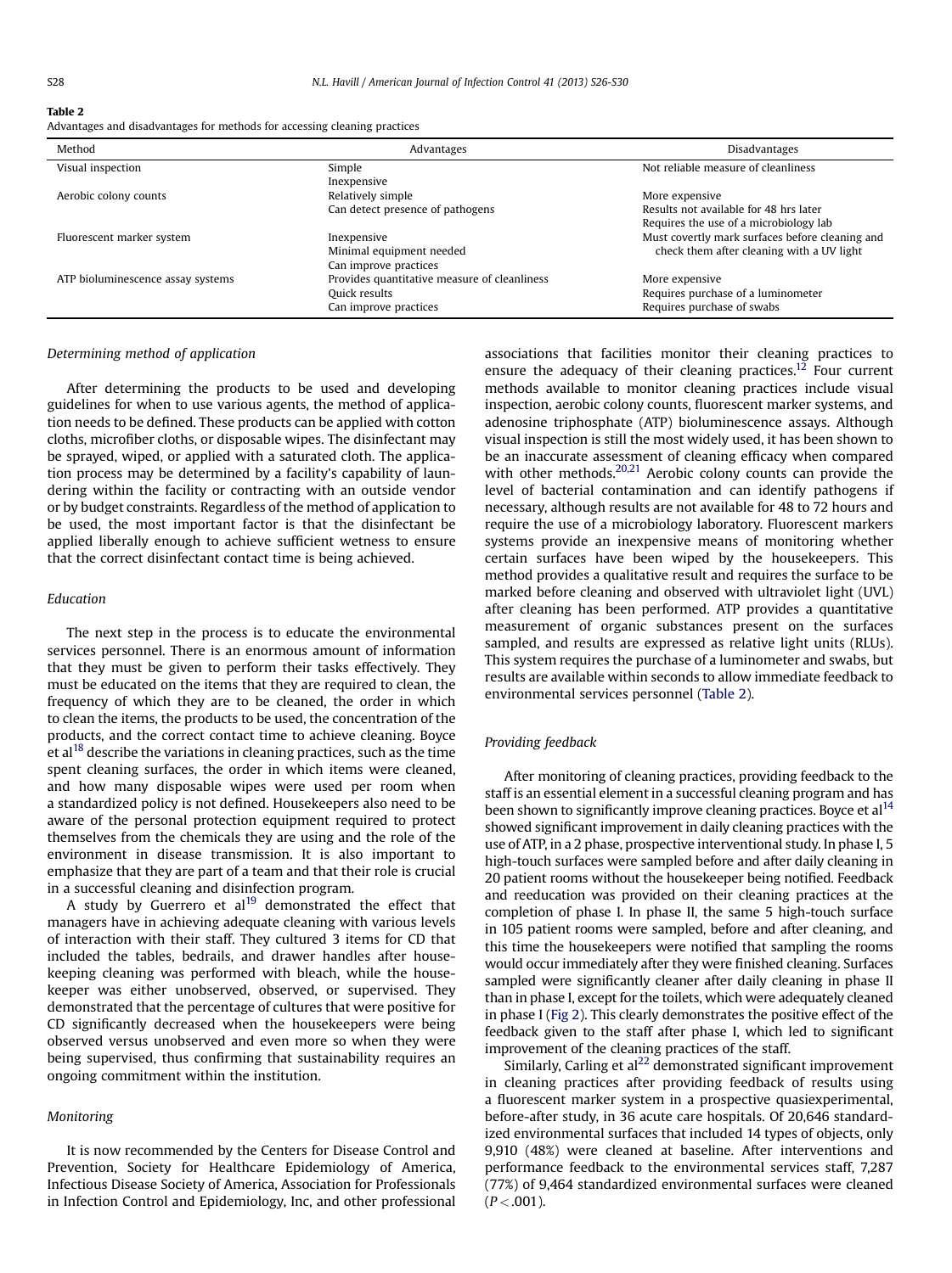**Table 2**
Advantages and disadvantages for methods for accessing cleaning practices

| Method | Advantages | Disadvantages |
|---|---|---|
| Visual inspection | Simple<br>Inexpensive | Not reliable measure of cleanliness |
| Aerobic colony counts | Relatively simple<br>Can detect presence of pathogens | More expensive<br>Results not available for 48 hrs later<br>Requires the use of a microbiology lab |
| Fluorescent marker system | Inexpensive<br>Minimal equipment needed<br>Can improve practices | Must covertly mark surfaces before cleaning and check them after cleaning with a UV light |
| ATP bioluminescence assay systems | Provides quantitative measure of cleanliness<br>Quick results<br>Can improve practices | More expensive<br>Requires purchase of a luminometer<br>Requires purchase of swabs |

### *Determining method of application*

After determining the products to be used and developing guidelines for when to use various agents, the method of application needs to be defined. These products can be applied with cotton cloths, microfiber cloths, or disposable wipes. The disinfectant may be sprayed, wiped, or applied with a saturated cloth. The application process may be determined by a facility's capability of laundering within the facility or contracting with an outside vendor or by budget constraints. Regardless of the method of application to be used, the most important factor is that the disinfectant be applied liberally enough to achieve sufficient wetness to ensure that the correct disinfectant contact time is being achieved.

### *Education*

The next step in the process is to educate the environmental services personnel. There is an enormous amount of information that they must be given to perform their tasks effectively. They must be educated on the items that they are required to clean, the frequency of which they are to be cleaned, the order in which to clean the items, the products to be used, the concentration of the products, and the correct contact time to achieve cleaning. Boyce et al[18] describe the variations in cleaning practices, such as the time spent cleaning surfaces, the order in which items were cleaned, and how many disposable wipes were used per room when a standardized policy is not defined. Housekeepers also need to be aware of the personal protection equipment required to protect themselves from the chemicals they are using and the role of the environment in disease transmission. It is also important to emphasize that they are part of a team and that their role is crucial in a successful cleaning and disinfection program.

A study by Guerrero et al[19] demonstrated the effect that managers have in achieving adequate cleaning with various levels of interaction with their staff. They cultured 3 items for CD that included the tables, bedrails, and drawer handles after housekeeping cleaning was performed with bleach, while the housekeeper was either unobserved, observed, or supervised. They demonstrated that the percentage of cultures that were positive for CD significantly decreased when the housekeepers were being observed versus unobserved and even more so when they were being supervised, thus confirming that sustainability requires an ongoing commitment within the institution.

### *Monitoring*

It is now recommended by the Centers for Disease Control and Prevention, Society for Healthcare Epidemiology of America, Infectious Disease Society of America, Association for Professionals in Infection Control and Epidemiology, Inc, and other professional associations that facilities monitor their cleaning practices to ensure the adequacy of their cleaning practices.[12] Four current methods available to monitor cleaning practices include visual inspection, aerobic colony counts, fluorescent marker systems, and adenosine triphosphate (ATP) bioluminescence assays. Although visual inspection is still the most widely used, it has been shown to be an inaccurate assessment of cleaning efficacy when compared with other methods.[20,21] Aerobic colony counts can provide the level of bacterial contamination and can identify pathogens if necessary, although results are not available for 48 to 72 hours and require the use of a microbiology laboratory. Fluorescent markers systems provide an inexpensive means of monitoring whether certain surfaces have been wiped by the housekeepers. This method provides a qualitative result and requires the surface to be marked before cleaning and observed with ultraviolet light (UVL) after cleaning has been performed. ATP provides a quantitative measurement of organic substances present on the surfaces sampled, and results are expressed as relative light units (RLUs). This system requires the purchase of a luminometer and swabs, but results are available within seconds to allow immediate feedback to environmental services personnel (Table 2).

### *Providing feedback*

After monitoring of cleaning practices, providing feedback to the staff is an essential element in a successful cleaning program and has been shown to significantly improve cleaning practices. Boyce et al[14] showed significant improvement in daily cleaning practices with the use of ATP, in a 2 phase, prospective interventional study. In phase I, 5 high-touch surfaces were sampled before and after daily cleaning in 20 patient rooms without the housekeeper being notified. Feedback and reeducation was provided on their cleaning practices at the completion of phase I. In phase II, the same 5 high-touch surface in 105 patient rooms were sampled, before and after cleaning, and this time the housekeepers were notified that sampling the rooms would occur immediately after they were finished cleaning. Surfaces sampled were significantly cleaner after daily cleaning in phase II than in phase I, except for the toilets, which were adequately cleaned in phase I (Fig 2). This clearly demonstrates the positive effect of the feedback given to the staff after phase I, which led to significant improvement of the cleaning practices of the staff.

Similarly, Carling et al[22] demonstrated significant improvement in cleaning practices after providing feedback of results using a fluorescent marker system in a prospective quasiexperimental, before-after study, in 36 acute care hospitals. Of 20,646 standardized environmental surfaces that included 14 types of objects, only 9,910 (48%) were cleaned at baseline. After interventions and performance feedback to the environmental services staff, 7,287 (77%) of 9,464 standardized environmental surfaces were cleaned ($P < .001$).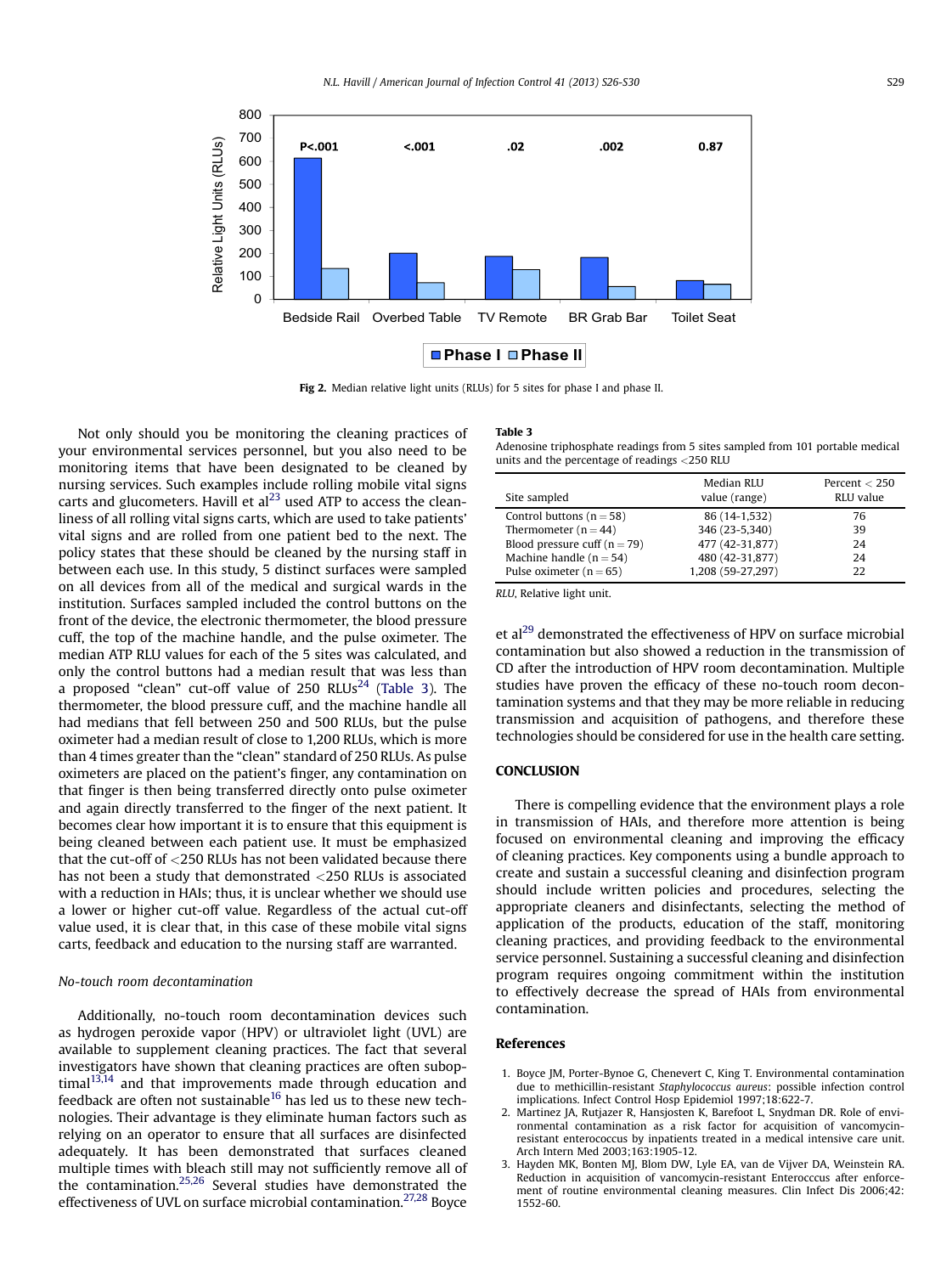Fig 2. Median relative light units (RLUs) for 5 sites for phase I and phase II.

Not only should you be monitoring the cleaning practices of your environmental services personnel, but you also need to be monitoring items that have been designated to be cleaned by nursing services. Such examples include rolling mobile vital signs carts and glucometers. Havill et al[23] used ATP to access the cleanliness of all rolling vital signs carts, which are used to take patients' vital signs and are rolled from one patient bed to the next. The policy states that these should be cleaned by the nursing staff in between each use. In this study, 5 distinct surfaces were sampled on all devices from all of the medical and surgical wards in the institution. Surfaces sampled included the control buttons on the front of the device, the electronic thermometer, the blood pressure cuff, the top of the machine handle, and the pulse oximeter. The median ATP RLU values for each of the 5 sites was calculated, and only the control buttons had a median result that was less than a proposed "clean" cut-off value of 250 RLUs[24] (Table 3). The thermometer, the blood pressure cuff, and the machine handle all had medians that fell between 250 and 500 RLUs, but the pulse oximeter had a median result of close to 1,200 RLUs, which is more than 4 times greater than the "clean" standard of 250 RLUs. As pulse oximeters are placed on the patient's finger, any contamination on that finger is then being transferred directly onto pulse oximeter and again directly transferred to the finger of the next patient. It becomes clear how important it is to ensure that this equipment is being cleaned between each patient use. It must be emphasized that the cut-off of <250 RLUs has not been validated because there has not been a study that demonstrated <250 RLUs is associated with a reduction in HAIs; thus, it is unclear whether we should use a lower or higher cut-off value. Regardless of the actual cut-off value used, it is clear that, in this case of these mobile vital signs carts, feedback and education to the nursing staff are warranted.

### *No-touch room decontamination*

Additionally, no-touch room decontamination devices such as hydrogen peroxide vapor (HPV) or ultraviolet light (UVL) are available to supplement cleaning practices. The fact that several investigators have shown that cleaning practices are often suboptimal[13,14] and that improvements made through education and feedback are often not sustainable[16] has led us to these new technologies. Their advantage is they eliminate human factors such as relying on an operator to ensure that all surfaces are disinfected adequately. It has been demonstrated that surfaces cleaned multiple times with bleach still may not sufficiently remove all of the contamination.[25,26] Several studies have demonstrated the effectiveness of UVL on surface microbial contamination.[27,28] Boyce et al[29] demonstrated the effectiveness of HPV on surface microbial contamination but also showed a reduction in the transmission of CD after the introduction of HPV room decontamination. Multiple studies have proven the efficacy of these no-touch room decontamination systems and that they may be more reliable in reducing transmission and acquisition of pathogens, and therefore these technologies should be considered for use in the health care setting.

**Table 3**
Adenosine triphosphate readings from 5 sites sampled from 101 portable medical units and the percentage of readings <250 RLU

| Site sampled | Median RLU value (range) | Percent < 250 RLU value |
|---|---|---|
| Control buttons (n = 58) | 86 (14-1,532) | 76 |
| Thermometer (n = 44) | 346 (23-5,340) | 39 |
| Blood pressure cuff (n = 79) | 477 (42-31,877) | 24 |
| Machine handle (n = 54) | 480 (42-31,877) | 24 |
| Pulse oximeter (n = 65) | 1,208 (59-27,297) | 22 |

*RLU*, Relative light unit.

## CONCLUSION

There is compelling evidence that the environment plays a role in transmission of HAIs, and therefore more attention is being focused on environmental cleaning and improving the efficacy of cleaning practices. Key components using a bundle approach to create and sustain a successful cleaning and disinfection program should include written policies and procedures, selecting the appropriate cleaners and disinfectants, selecting the method of application of the products, education of the staff, monitoring cleaning practices, and providing feedback to the environmental service personnel. Sustaining a successful cleaning and disinfection program requires ongoing commitment within the institution to effectively decrease the spread of HAIs from environmental contamination.

## References

1. Boyce JM, Porter-Bynoe G, Chenevert C, King T. Environmental contamination due to methicillin-resistant *Staphylococcus aureus*: possible infection control implications. Infect Control Hosp Epidemiol 1997;18:622-7.
2. Martinez JA, Rutjazer R, Hansjosten K, Barefoot L, Snydman DR. Role of environmental contamination as a risk factor for acquisition of vancomycin-resistant enterococcus by inpatients treated in a medical intensive care unit. Arch Intern Med 2003;163:1905-12.
3. Hayden MK, Bonten MJ, Blom DW, Lyle EA, van de Vijver DA, Weinstein RA. Reduction in acquisition of vancomycin-resistant Enterocccus after enforcement of routine environmental cleaning measures. Clin Infect Dis 2006;42:1552-60.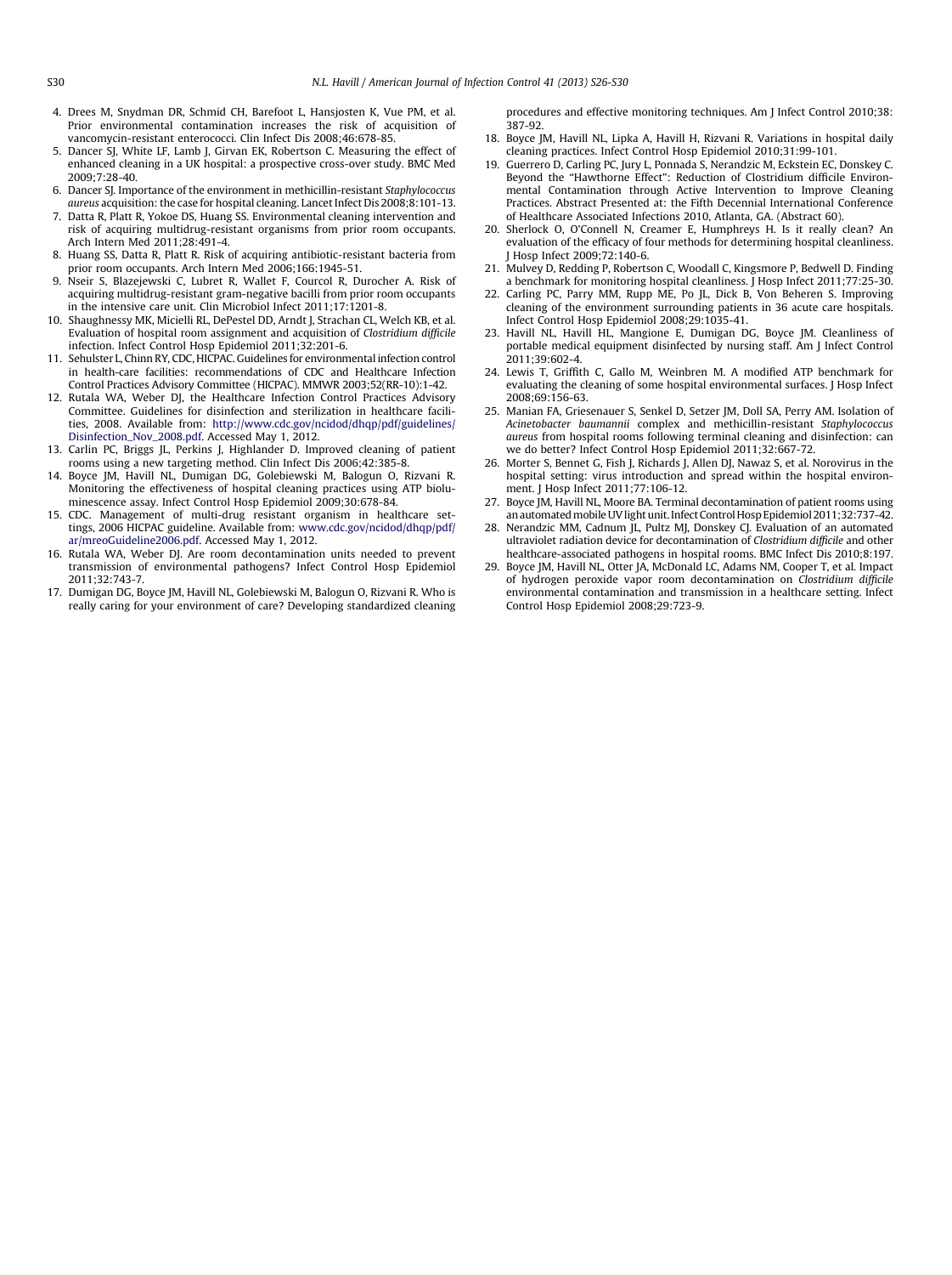4. Drees M, Snydman DR, Schmid CH, Barefoot L, Hansjosten K, Vue PM, et al. Prior environmental contamination increases the risk of acquisition of vancomycin-resistant enterococci. Clin Infect Dis 2008;46:678-85.
5. Dancer SJ, White LF, Lamb J, Girvan EK, Robertson C. Measuring the effect of enhanced cleaning in a UK hospital: a prospective cross-over study. BMC Med 2009;7:28-40.
6. Dancer SJ. Importance of the environment in methicillin-resistant *Staphylococcus aureus* acquisition: the case for hospital cleaning. Lancet Infect Dis 2008;8:101-13.
7. Datta R, Platt R, Yokoe DS, Huang SS. Environmental cleaning intervention and risk of acquiring multidrug-resistant organisms from prior room occupants. Arch Intern Med 2011;28:491-4.
8. Huang SS, Datta R, Platt R. Risk of acquiring antibiotic-resistant bacteria from prior room occupants. Arch Intern Med 2006;166:1945-51.
9. Nseir S, Blazejewski C, Lubret R, Wallet F, Courcol R, Durocher A. Risk of acquiring multidrug-resistant gram-negative bacilli from prior room occupants in the intensive care unit. Clin Microbiol Infect 2011;17:1201-8.
10. Shaughnessy MK, Micielli RL, DePestel DD, Arndt J, Strachan CL, Welch KB, et al. Evaluation of hospital room assignment and acquisition of *Clostridium difficile* infection. Infect Control Hosp Epidemiol 2011;32:201-6.
11. Sehulster L, Chinn RY, CDC, HICPAC. Guidelines for environmental infection control in health-care facilities: recommendations of CDC and Healthcare Infection Control Practices Advisory Committee (HICPAC). MMWR 2003;52(RR-10):1-42.
12. Rutala WA, Weber DJ, the Healthcare Infection Control Practices Advisory Committee. Guidelines for disinfection and sterilization in healthcare facilities, 2008. Available from: http://www.cdc.gov/ncidod/dhqp/pdf/guidelines/Disinfection_Nov_2008.pdf. Accessed May 1, 2012.
13. Carlin PC, Briggs JL, Perkins J, Highlander D. Improved cleaning of patient rooms using a new targeting method. Clin Infect Dis 2006;42:385-8.
14. Boyce JM, Havill NL, Dumigan DG, Golebiewski M, Balogun O, Rizvani R. Monitoring the effectiveness of hospital cleaning practices using ATP bioluminescence assay. Infect Control Hosp Epidemiol 2009;30:678-84.
15. CDC. Management of multi-drug resistant organism in healthcare settings, 2006 HICPAC guideline. Available from: www.cdc.gov/ncidod/dhqp/pdf/ar/mreoGuideline2006.pdf. Accessed May 1, 2012.
16. Rutala WA, Weber DJ. Are room decontamination units needed to prevent transmission of environmental pathogens? Infect Control Hosp Epidemiol 2011;32:743-7.
17. Dumigan DG, Boyce JM, Havill NL, Golebiewski M, Balogun O, Rizvani R. Who is really caring for your environment of care? Developing standardized cleaning procedures and effective monitoring techniques. Am J Infect Control 2010;38:387-92.
18. Boyce JM, Havill NL, Lipka A, Havill H, Rizvani R. Variations in hospital daily cleaning practices. Infect Control Hosp Epidemiol 2010;31:99-101.
19. Guerrero D, Carling PC, Jury L, Ponnada S, Nerandzic M, Eckstein EC, Donskey C. Beyond the "Hawthorne Effect": Reduction of Clostridium difficile Environmental Contamination through Active Intervention to Improve Cleaning Practices. Abstract Presented at: the Fifth Decennial International Conference of Healthcare Associated Infections 2010, Atlanta, GA. (Abstract 60).
20. Sherlock O, O'Connell N, Creamer E, Humphreys H. Is it really clean? An evaluation of the efficacy of four methods for determining hospital cleanliness. J Hosp Infect 2009;72:140-6.
21. Mulvey D, Redding P, Robertson C, Woodall C, Kingsmore P, Bedwell D. Finding a benchmark for monitoring hospital cleanliness. J Hosp Infect 2011;77:25-30.
22. Carling PC, Parry MM, Rupp ME, Po JL, Dick B, Von Beheren S. Improving cleaning of the environment surrounding patients in 36 acute care hospitals. Infect Control Hosp Epidemiol 2008;29:1035-41.
23. Havill NL, Havill HL, Mangione E, Dumigan DG, Boyce JM. Cleanliness of portable medical equipment disinfected by nursing staff. Am J Infect Control 2011;39:602-4.
24. Lewis T, Griffith C, Gallo M, Weinbren M. A modified ATP benchmark for evaluating the cleaning of some hospital environmental surfaces. J Hosp Infect 2008;69:156-63.
25. Manian FA, Griesenauer S, Senkel D, Setzer JM, Doll SA, Perry AM. Isolation of *Acinetobacter baumannii* complex and methicillin-resistant *Staphylococcus aureus* from hospital rooms following terminal cleaning and disinfection: can we do better? Infect Control Hosp Epidemiol 2011;32:667-72.
26. Morter S, Bennet G, Fish J, Richards J, Allen DJ, Nawaz S, et al. Norovirus in the hospital setting: virus introduction and spread within the hospital environment. J Hosp Infect 2011;77:106-12.
27. Boyce JM, Havill NL, Moore BA. Terminal decontamination of patient rooms using an automated mobile UV light unit. Infect Control Hosp Epidemiol 2011;32:737-42.
28. Nerandzic MM, Cadnum JL, Pultz MJ, Donskey CJ. Evaluation of an automated ultraviolet radiation device for decontamination of *Clostridium difficile* and other healthcare-associated pathogens in hospital rooms. BMC Infect Dis 2010;8:197.
29. Boyce JM, Havill NL, Otter JA, McDonald LC, Adams NM, Cooper T, et al. Impact of hydrogen peroxide vapor room decontamination on *Clostridium difficile* environmental contamination and transmission in a healthcare setting. Infect Control Hosp Epidemiol 2008;29:723-9.